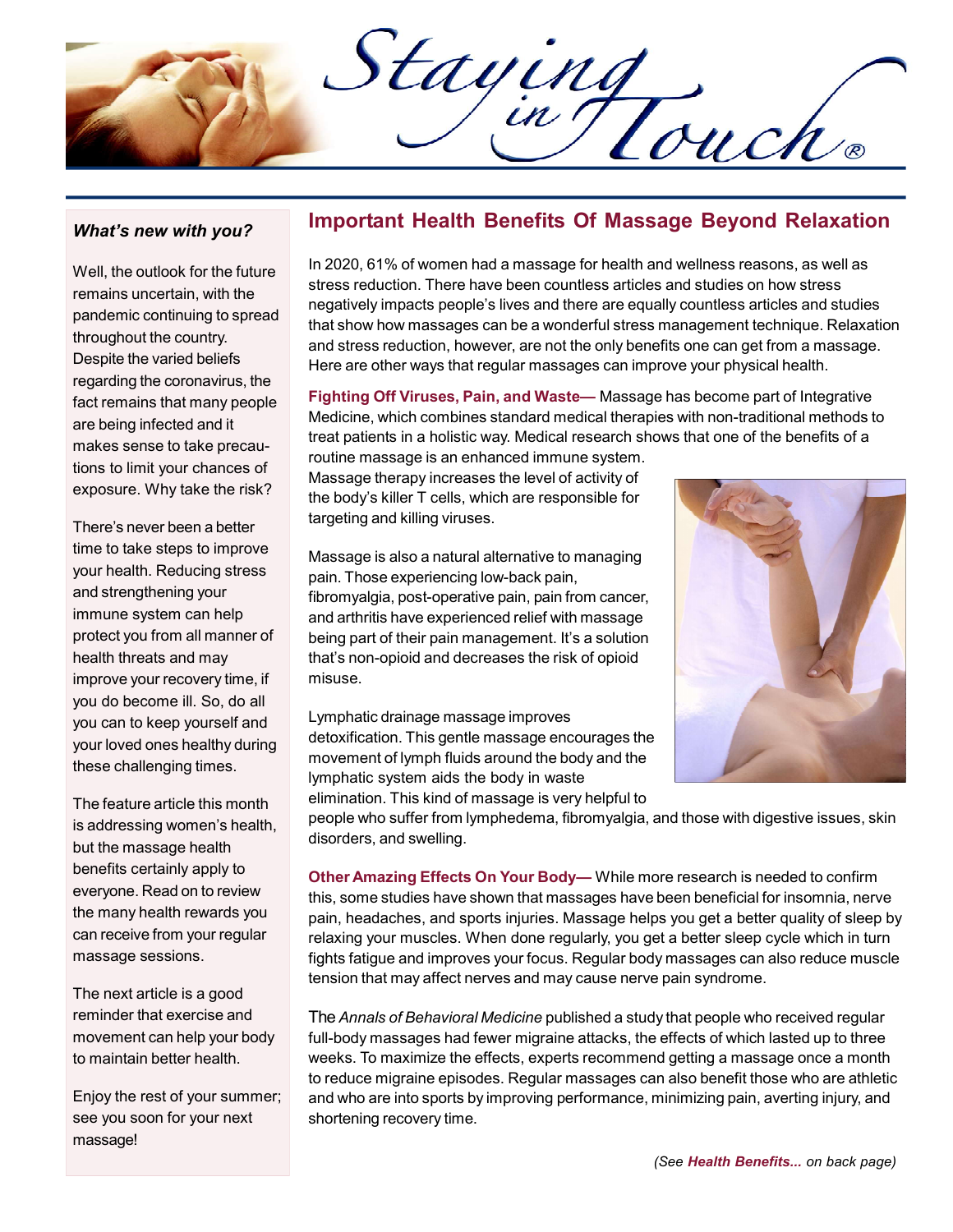# Staying in Touch®

### *What's new with you?*

Well, the outlook for the future remains uncertain, with the pandemic continuing to spread throughout the country. Despite the varied beliefs regarding the coronavirus, the fact remains that many people are being infected and it makes sense to take precautions to limit your chances of exposure. Why take the risk?

There's never been a better time to take steps to improve your health. Reducing stress and strengthening your immune system can help protect you from all manner of health threats and may improve your recovery time, if you do become ill. So, do all you can to keep yourself and your loved ones healthy during these challenging times.

The feature article this month is addressing women's health, but the massage health benefits certainly apply to everyone. Read on to review the many health rewards you can receive from your regular massage sessions.

The next article is a good reminder that exercise and movement can help your body to maintain better health.

Enjoy the rest of your summer; see you soon for your next massage!

## Important Health Benefits Of Massage Beyond Relaxation

In 2020, 61% of women had a massage for health and wellness reasons, as well as stress reduction. There have been countless articles and studies on how stress negatively impacts people's lives and there are equally countless articles and studies that show how massages can be a wonderful stress management technique. Relaxation and stress reduction, however, are not the only benefits one can get from a massage. Here are other ways that regular massages can improve your physical health.

**Fighting Off Viruses, Pain, and Waste—** Massage has become part of Integrative Medicine, which combines standard medical therapies with non-traditional methods to treat patients in a holistic way. Medical research shows that one of the benefits of a routine massage is an enhanced immune system. Massage therapy increases the level of activity of the body's killer T cells, which are responsible for targeting and killing viruses.

Massage is also a natural alternative to managing pain. Those experiencing low-back pain, fibromyalgia, post-operative pain, pain from cancer, and arthritis have experienced relief with massage being part of their pain management. It's a solution that's non-opioid and decreases the risk of opioid misuse.

Lymphatic drainage massage improves detoxification. This gentle massage encourages the movement of lymph fluids around the body and the lymphatic system aids the body in waste elimination. This kind of massage is very helpful to people who suffer from lymphedema, fibromyalgia, and those with digestive issues, skin disorders, and swelling.

**Other Amazing Effects On Your Body—** While more research is needed to confirm this, some studies have shown that massages have been beneficial for insomnia, nerve pain, headaches, and sports injuries. Massage helps you get a better quality of sleep by relaxing your muscles. When done regularly, you get a better sleep cycle which in turn fights fatigue and improves your focus. Regular body massages can also reduce muscle tension that may affect nerves and may cause nerve pain syndrome.

The *Annals of Behavioral Medicine* published a study that people who received regular full-body massages had fewer migraine attacks, the effects of which lasted up to three weeks. To maximize the effects, experts recommend getting a massage once a month to reduce migraine episodes. Regular massages can also benefit those who are athletic and who are into sports by improving performance, minimizing pain, averting injury, and shortening recovery time.

*(See **Health Benefits...** on back page)*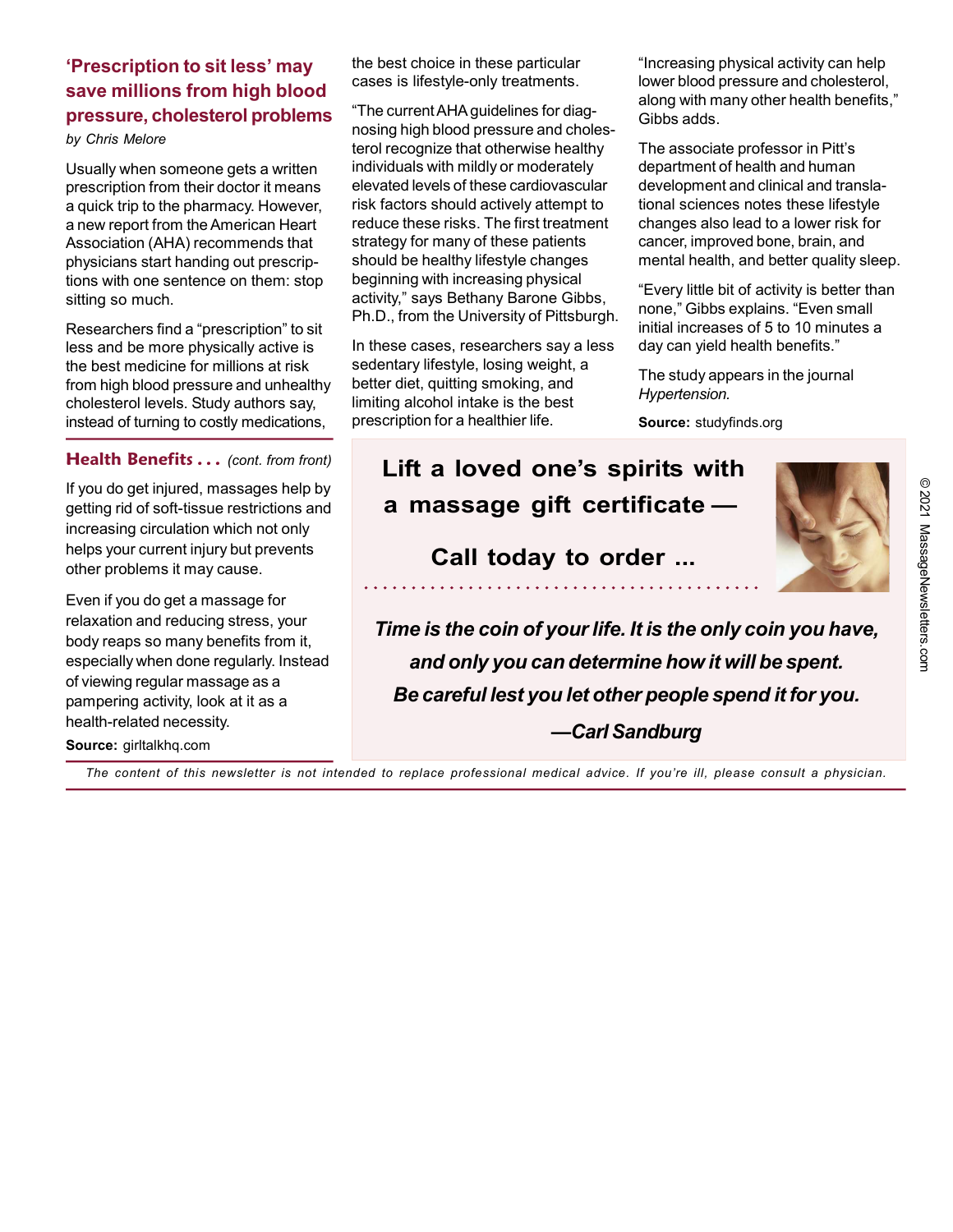## 'Prescription to sit less' may save millions from high blood pressure, cholesterol problems

*by Chris Melore*

Usually when someone gets a written prescription from their doctor it means a quick trip to the pharmacy. However, a new report from the American Heart Association (AHA) recommends that physicians start handing out prescriptions with one sentence on them: stop sitting so much.

Researchers find a "prescription" to sit less and be more physically active is the best medicine for millions at risk from high blood pressure and unhealthy cholesterol levels. Study authors say, instead of turning to costly medications, the best choice in these particular cases is lifestyle-only treatments.

"The current AHA guidelines for diagnosing high blood pressure and cholesterol recognize that otherwise healthy individuals with mildly or moderately elevated levels of these cardiovascular risk factors should actively attempt to reduce these risks. The first treatment strategy for many of these patients should be healthy lifestyle changes beginning with increasing physical activity," says Bethany Barone Gibbs, Ph.D., from the University of Pittsburgh.

In these cases, researchers say a less sedentary lifestyle, losing weight, a better diet, quitting smoking, and limiting alcohol intake is the best prescription for a healthier life.

"Increasing physical activity can help lower blood pressure and cholesterol, along with many other health benefits," Gibbs adds.

The associate professor in Pitt's department of health and human development and clinical and translational sciences notes these lifestyle changes also lead to a lower risk for cancer, improved bone, brain, and mental health, and better quality sleep.

"Every little bit of activity is better than none," Gibbs explains. "Even small initial increases of 5 to 10 minutes a day can yield health benefits."

The study appears in the journal *Hypertension.*

**Source:** studyfinds.org

## Health Benefits . . . *(cont. from front)*

If you do get injured, massages help by getting rid of soft-tissue restrictions and increasing circulation which not only helps your current injury but prevents other problems it may cause.

Even if you do get a massage for relaxation and reducing stress, your body reaps so many benefits from it, especially when done regularly. Instead of viewing regular massage as a pampering activity, look at it as a health-related necessity.

**Source:** girltalkhq.com

**Lift a loved one's spirits with a massage gift certificate —**

**Call today to order ...**

***Time is the coin of your life. It is the only coin you have, and only you can determine how it will be spent. Be careful lest you let other people spend it for you.***

***—Carl Sandburg***

*The content of this newsletter is not intended to replace professional medical advice. If you're ill, please consult a physician.*

© 2021 MassageNewsletters.com